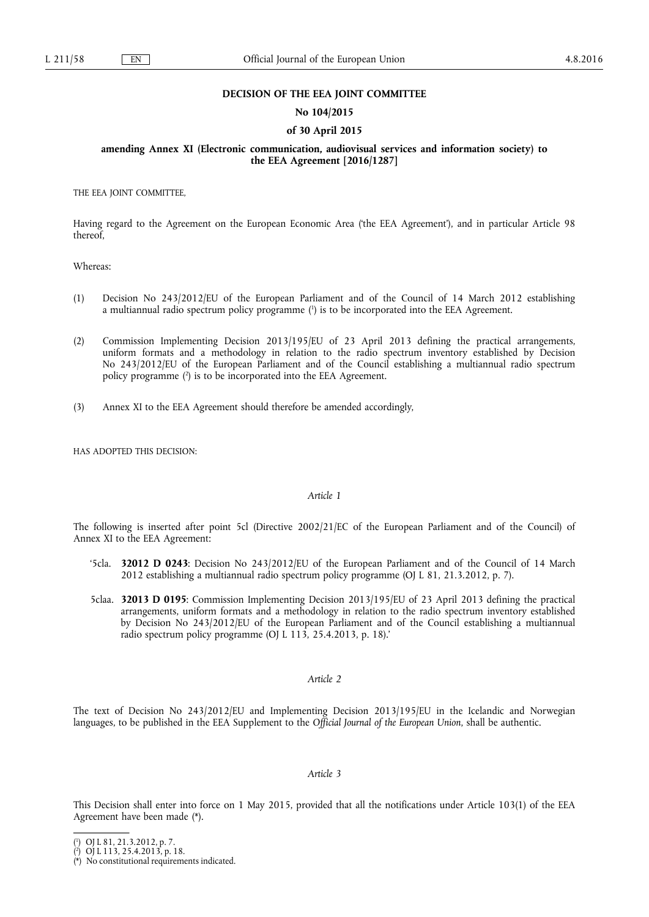**DECISION OF THE EEA JOINT COMMITTEE**

**No 104/2015**

**of 30 April 2015**

**amending Annex XI (Electronic communication, audiovisual services and information society) to the EEA Agreement [2016/1287]**

THE EEA JOINT COMMITTEE,

Having regard to the Agreement on the European Economic Area ('the EEA Agreement'), and in particular Article 98 thereof,

Whereas:

(1) Decision No 243/2012/EU of the European Parliament and of the Council of 14 March 2012 establishing a multiannual radio spectrum policy programme [1] is to be incorporated into the EEA Agreement.

(2) Commission Implementing Decision 2013/195/EU of 23 April 2013 defining the practical arrangements, uniform formats and a methodology in relation to the radio spectrum inventory established by Decision No 243/2012/EU of the European Parliament and of the Council establishing a multiannual radio spectrum policy programme [2] is to be incorporated into the EEA Agreement.

(3) Annex XI to the EEA Agreement should therefore be amended accordingly,

HAS ADOPTED THIS DECISION:

*Article 1*

The following is inserted after point 5cl (Directive 2002/21/EC of the European Parliament and of the Council) of Annex XI to the EEA Agreement:

'5cla. **32012 D 0243**: Decision No 243/2012/EU of the European Parliament and of the Council of 14 March 2012 establishing a multiannual radio spectrum policy programme (OJ L 81, 21.3.2012, p. 7).

5claa. **32013 D 0195**: Commission Implementing Decision 2013/195/EU of 23 April 2013 defining the practical arrangements, uniform formats and a methodology in relation to the radio spectrum inventory established by Decision No 243/2012/EU of the European Parliament and of the Council establishing a multiannual radio spectrum policy programme (OJ L 113, 25.4.2013, p. 18).'

*Article 2*

The text of Decision No 243/2012/EU and Implementing Decision 2013/195/EU in the Icelandic and Norwegian languages, to be published in the EEA Supplement to the *Official Journal of the European Union*, shall be authentic.

*Article 3*

This Decision shall enter into force on 1 May 2015, provided that all the notifications under Article 103(1) of the EEA Agreement have been made (*).

---

[1] OJ L 81, 21.3.2012, p. 7.

[2] OJ L 113, 25.4.2013, p. 18.

(*) No constitutional requirements indicated.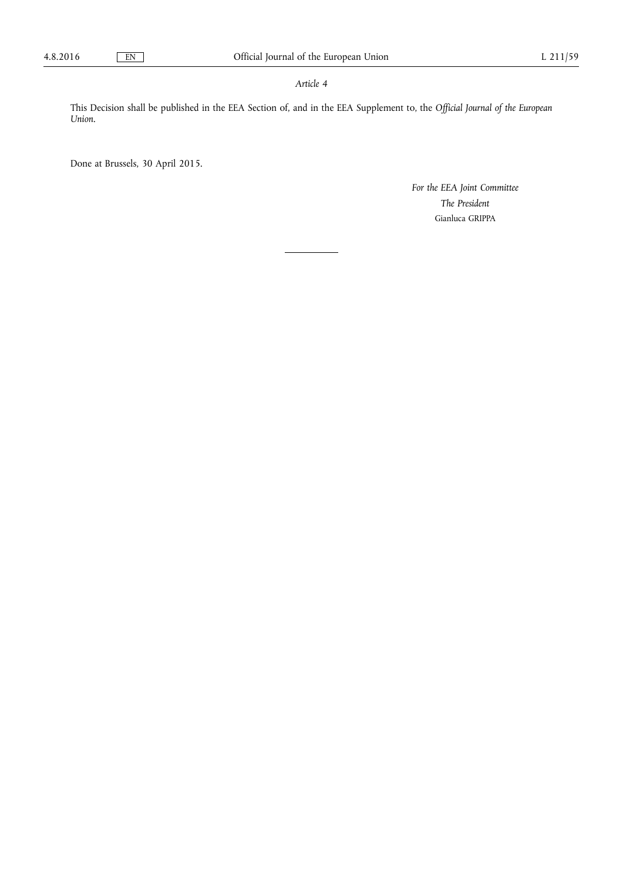*Article 4*

This Decision shall be published in the EEA Section of, and in the EEA Supplement to, the *Official Journal of the European Union*.

Done at Brussels, 30 April 2015.

*For the EEA Joint Committee*

*The President*

Gianluca GRIPPA